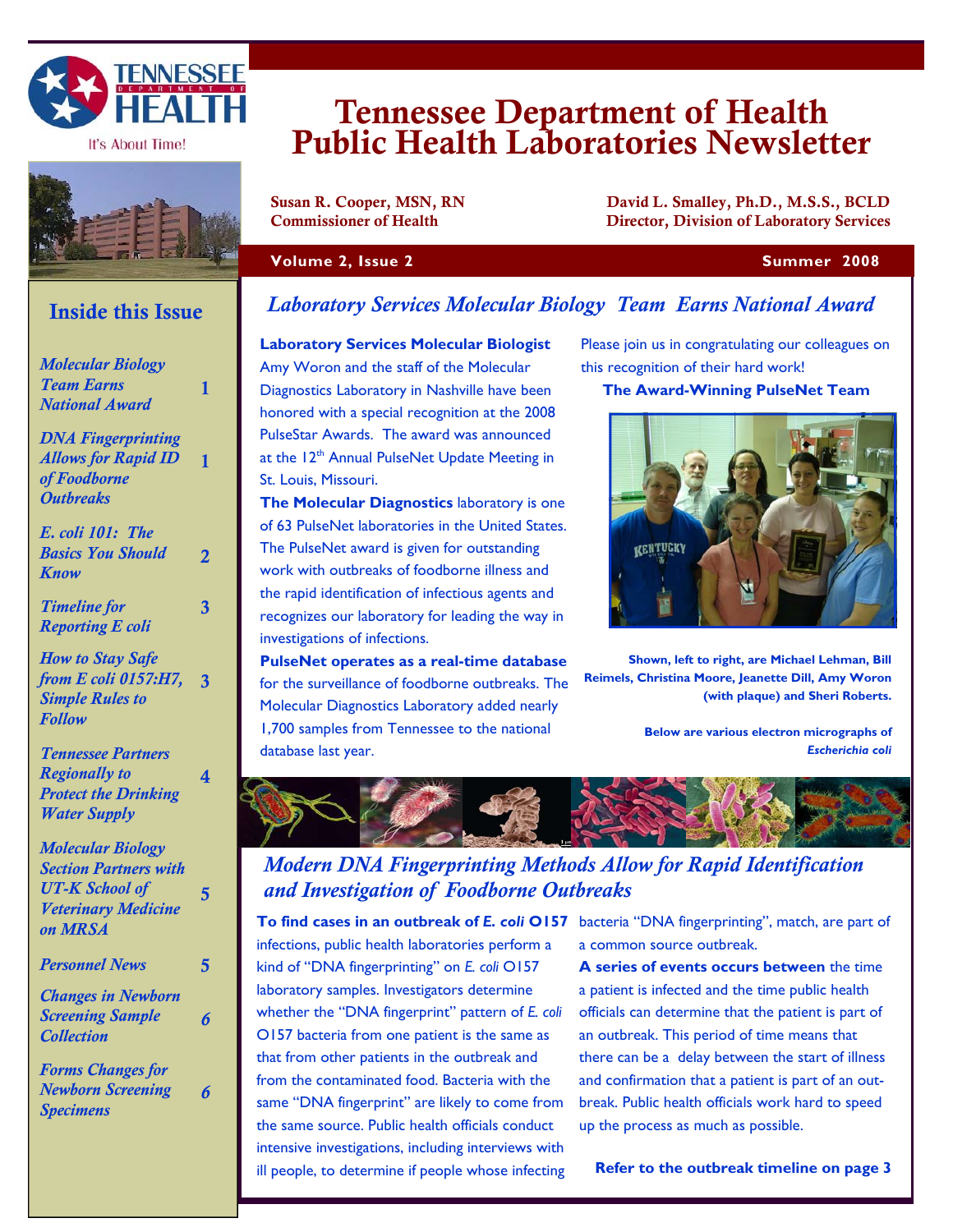# Tennessee Department of Health Public Health Laboratories Newsletter

Tennessee Department of Health — It's About Time!

**Susan R. Cooper, MSN, RN**
**Commissioner of Health**

**David L. Smalley, Ph.D., M.S.S., BCLD**
**Director, Division of Laboratory Services**

**Volume 2, Issue 2** — **Summer 2008**

## Inside this Issue

| | |
|---|---|
| *Molecular Biology Team Earns National Award* | 1 |
| *DNA Fingerprinting Allows for Rapid ID of Foodborne Outbreaks* | 1 |
| *E. coli 101: The Basics You Should Know* | 2 |
| *Timeline for Reporting E coli* | 3 |
| *How to Stay Safe from E coli 0157:H7, Simple Rules to Follow* | 3 |
| *Tennessee Partners Regionally to Protect the Drinking Water Supply* | 4 |
| *Molecular Biology Section Partners with UT-K School of Veterinary Medicine on MRSA* | 5 |
| *Personnel News* | 5 |
| *Changes in Newborn Screening Sample Collection* | 6 |
| *Forms Changes for Newborn Screening Specimens* | 6 |

## *Laboratory Services Molecular Biology Team Earns National Award*

**Laboratory Services Molecular Biologist** Amy Woron and the staff of the Molecular Diagnostics Laboratory in Nashville have been honored with a special recognition at the 2008 PulseStar Awards. The award was announced at the 12th Annual PulseNet Update Meeting in St. Louis, Missouri.

**The Molecular Diagnostics** laboratory is one of 63 PulseNet laboratories in the United States. The PulseNet award is given for outstanding work with outbreaks of foodborne illness and the rapid identification of infectious agents and recognizes our laboratory for leading the way in investigations of infections.

**PulseNet operates as a real-time database** for the surveillance of foodborne outbreaks. The Molecular Diagnostics Laboratory added nearly 1,700 samples from Tennessee to the national database last year.

Please join us in congratulating our colleagues on this recognition of their hard work!

**The Award-Winning PulseNet Team**

**Shown, left to right, are Michael Lehman, Bill Reimels, Christina Moore, Jeanette Dill, Amy Woron (with plaque) and Sheri Roberts.**

**Below are various electron micrographs of *Escherichia coli***

## *Modern DNA Fingerprinting Methods Allow for Rapid Identification and Investigation of Foodborne Outbreaks*

**To find cases in an outbreak of *E. coli* O157** infections, public health laboratories perform a kind of "DNA fingerprinting" on *E. coli* O157 laboratory samples. Investigators determine whether the "DNA fingerprint" pattern of *E. coli* O157 bacteria from one patient is the same as that from other patients in the outbreak and from the contaminated food. Bacteria with the same "DNA fingerprint" are likely to come from the same source. Public health officials conduct intensive investigations, including interviews with ill people, to determine if people whose infecting bacteria "DNA fingerprinting", match, are part of a common source outbreak.

**A series of events occurs between** the time a patient is infected and the time public health officials can determine that the patient is part of an outbreak. This period of time means that there can be a delay between the start of illness and confirmation that a patient is part of an outbreak. Public health officials work hard to speed up the process as much as possible.

**Refer to the outbreak timeline on page 3**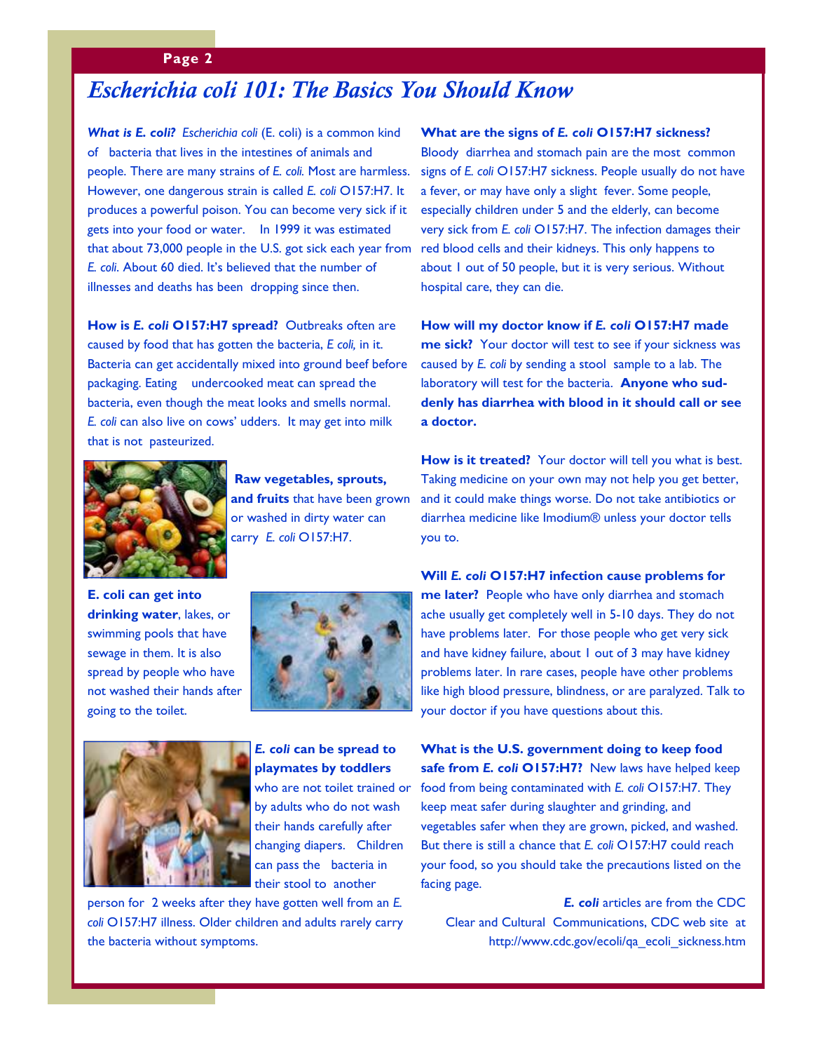# *Escherichia coli 101: The Basics You Should Know*

***What is E. coli?*** *Escherichia coli* (E. coli) is a common kind of bacteria that lives in the intestines of animals and people. There are many strains of *E. coli.* Most are harmless. However, one dangerous strain is called *E. coli* O157:H7. It produces a powerful poison. You can become very sick if it gets into your food or water. In 1999 it was estimated that about 73,000 people in the U.S. got sick each year from *E. coli*. About 60 died. It's believed that the number of illnesses and deaths has been dropping since then.

**How is *E. coli* O157:H7 spread?** Outbreaks often are caused by food that has gotten the bacteria, *E coli,* in it. Bacteria can get accidentally mixed into ground beef before packaging. Eating undercooked meat can spread the bacteria, even though the meat looks and smells normal. *E. coli* can also live on cows' udders. It may get into milk that is not pasteurized.

**Raw vegetables, sprouts, and fruits** that have been grown or washed in dirty water can carry *E. coli* O157:H7.

**E. coli can get into drinking water**, lakes, or swimming pools that have sewage in them. It is also spread by people who have not washed their hands after going to the toilet.

***E. coli* can be spread to playmates by toddlers** who are not toilet trained or by adults who do not wash their hands carefully after changing diapers. Children can pass the bacteria in their stool to another person for 2 weeks after they have gotten well from an *E. coli* O157:H7 illness. Older children and adults rarely carry the bacteria without symptoms.

**What are the signs of *E. coli* O157:H7 sickness?** Bloody diarrhea and stomach pain are the most common signs of *E. coli* O157:H7 sickness. People usually do not have a fever, or may have only a slight fever. Some people, especially children under 5 and the elderly, can become very sick from *E. coli* O157:H7. The infection damages their red blood cells and their kidneys. This only happens to about 1 out of 50 people, but it is very serious. Without hospital care, they can die.

**How will my doctor know if *E. coli* O157:H7 made me sick?** Your doctor will test to see if your sickness was caused by *E. coli* by sending a stool sample to a lab. The laboratory will test for the bacteria. **Anyone who suddenly has diarrhea with blood in it should call or see a doctor.**

**How is it treated?** Your doctor will tell you what is best. Taking medicine on your own may not help you get better, and it could make things worse. Do not take antibiotics or diarrhea medicine like Imodium® unless your doctor tells you to.

**Will *E. coli* O157:H7 infection cause problems for me later?** People who have only diarrhea and stomach ache usually get completely well in 5-10 days. They do not have problems later. For those people who get very sick and have kidney failure, about 1 out of 3 may have kidney problems later. In rare cases, people have other problems like high blood pressure, blindness, or are paralyzed. Talk to your doctor if you have questions about this.

**What is the U.S. government doing to keep food safe from *E. coli* O157:H7?** New laws have helped keep food from being contaminated with *E. coli* O157:H7. They keep meat safer during slaughter and grinding, and vegetables safer when they are grown, picked, and washed. But there is still a chance that *E. coli* O157:H7 could reach your food, so you should take the precautions listed on the facing page.

***E. coli*** articles are from the CDC Clear and Cultural Communications, CDC web site at http://www.cdc.gov/ecoli/qa_ecoli_sickness.htm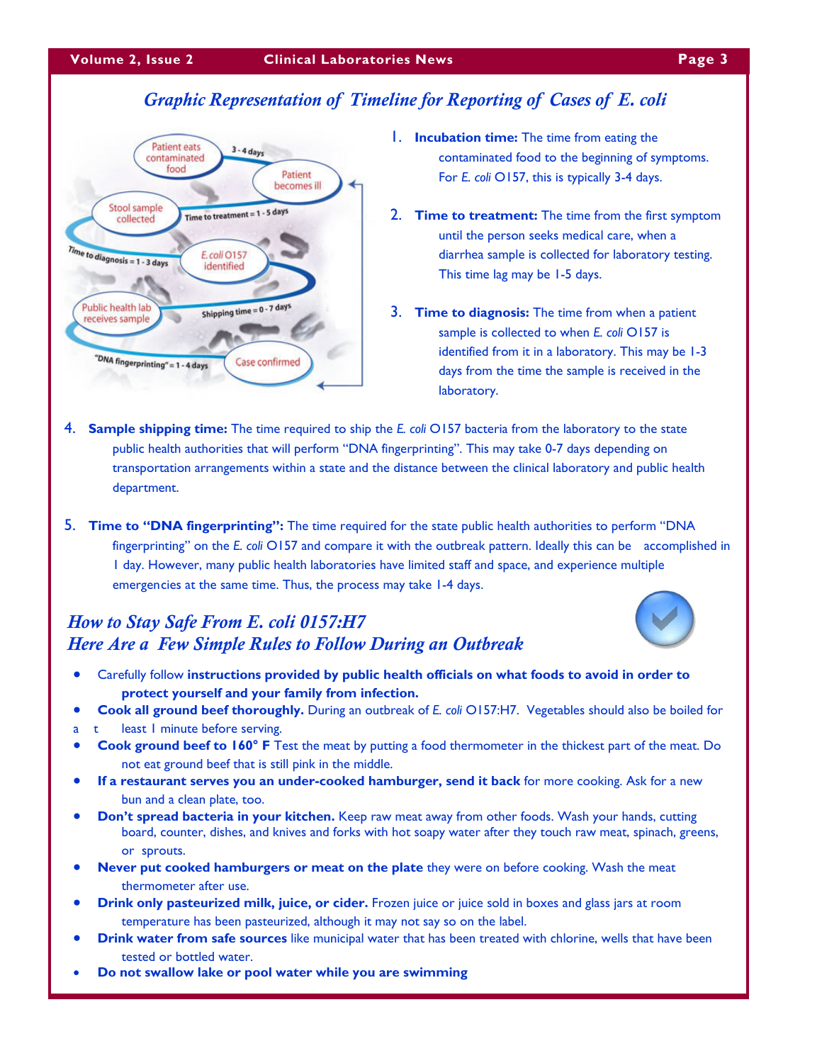## *Graphic Representation of Timeline for Reporting of Cases of E. coli*

1. **Incubation time:** The time from eating the contaminated food to the beginning of symptoms. For *E. coli* O157, this is typically 3-4 days.

2. **Time to treatment:** The time from the first symptom until the person seeks medical care, when a diarrhea sample is collected for laboratory testing. This time lag may be 1-5 days.

3. **Time to diagnosis:** The time from when a patient sample is collected to when *E. coli* O157 is identified from it in a laboratory. This may be 1-3 days from the time the sample is received in the laboratory.

4. **Sample shipping time:** The time required to ship the *E. coli* O157 bacteria from the laboratory to the state public health authorities that will perform "DNA fingerprinting". This may take 0-7 days depending on transportation arrangements within a state and the distance between the clinical laboratory and public health department.

5. **Time to "DNA fingerprinting":** The time required for the state public health authorities to perform "DNA fingerprinting" on the *E. coli* O157 and compare it with the outbreak pattern. Ideally this can be accomplished in 1 day. However, many public health laboratories have limited staff and space, and experience multiple emergencies at the same time. Thus, the process may take 1-4 days.

## *How to Stay Safe From E. coli 0157:H7*
## *Here Are a Few Simple Rules to Follow During an Outbreak*

- Carefully follow **instructions provided by public health officials on what foods to avoid in order to protect yourself and your family from infection.**
- **Cook all ground beef thoroughly.** During an outbreak of *E. coli* O157:H7. Vegetables should also be boiled for at least 1 minute before serving.
- **Cook ground beef to 160° F** Test the meat by putting a food thermometer in the thickest part of the meat. Do not eat ground beef that is still pink in the middle.
- **If a restaurant serves you an under-cooked hamburger, send it back** for more cooking. Ask for a new bun and a clean plate, too.
- **Don't spread bacteria in your kitchen.** Keep raw meat away from other foods. Wash your hands, cutting board, counter, dishes, and knives and forks with hot soapy water after they touch raw meat, spinach, greens, or sprouts.
- **Never put cooked hamburgers or meat on the plate** they were on before cooking. Wash the meat thermometer after use.
- **Drink only pasteurized milk, juice, or cider.** Frozen juice or juice sold in boxes and glass jars at room temperature has been pasteurized, although it may not say so on the label.
- **Drink water from safe sources** like municipal water that has been treated with chlorine, wells that have been tested or bottled water.
- **Do not swallow lake or pool water while you are swimming**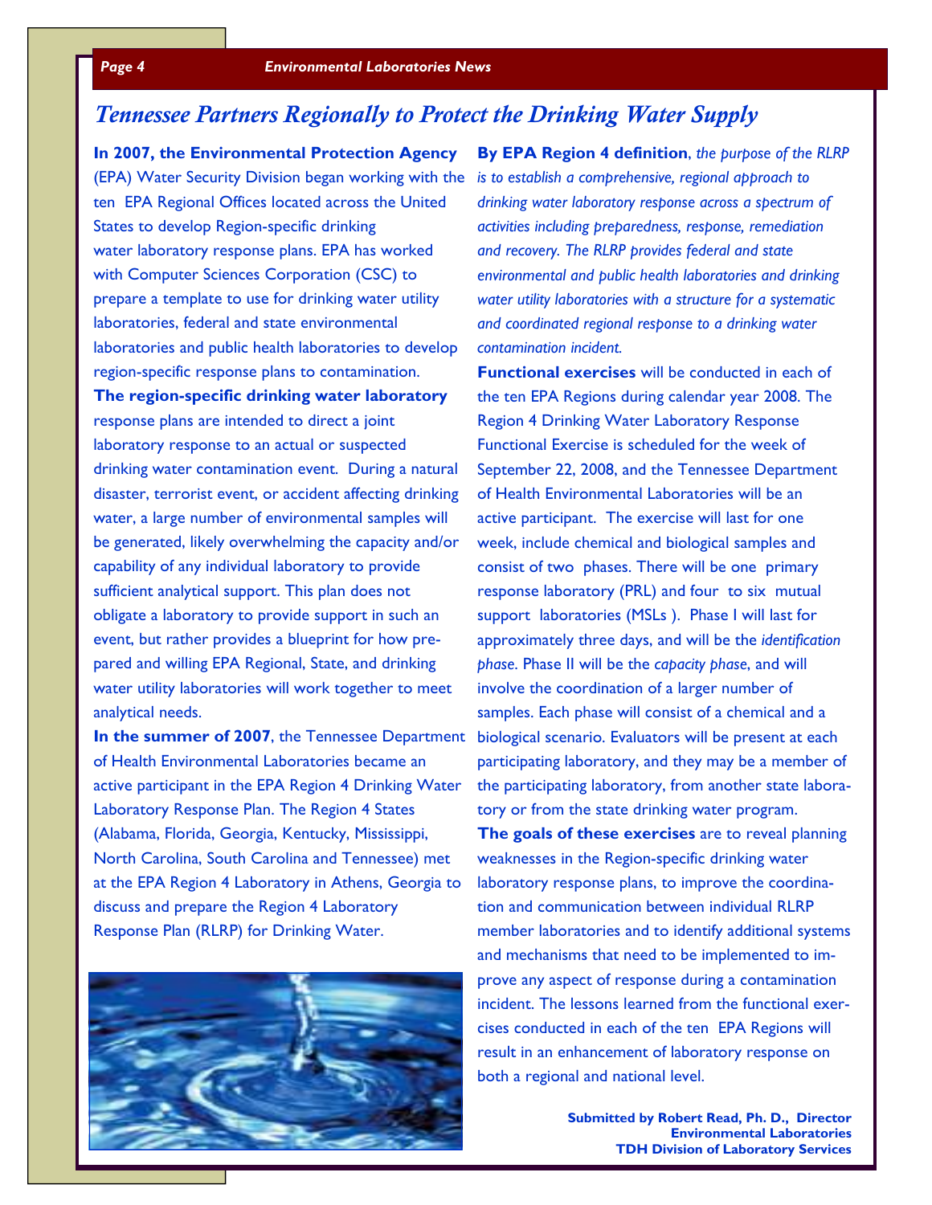# Tennessee Partners Regionally to Protect the Drinking Water Supply

**In 2007, the Environmental Protection Agency** (EPA) Water Security Division began working with the ten EPA Regional Offices located across the United States to develop Region-specific drinking water laboratory response plans. EPA has worked with Computer Sciences Corporation (CSC) to prepare a template to use for drinking water utility laboratories, federal and state environmental laboratories and public health laboratories to develop region-specific response plans to contamination.

**The region-specific drinking water laboratory** response plans are intended to direct a joint laboratory response to an actual or suspected drinking water contamination event. During a natural disaster, terrorist event, or accident affecting drinking water, a large number of environmental samples will be generated, likely overwhelming the capacity and/or capability of any individual laboratory to provide sufficient analytical support. This plan does not obligate a laboratory to provide support in such an event, but rather provides a blueprint for how prepared and willing EPA Regional, State, and drinking water utility laboratories will work together to meet analytical needs.

**In the summer of 2007**, the Tennessee Department of Health Environmental Laboratories became an active participant in the EPA Region 4 Drinking Water Laboratory Response Plan. The Region 4 States (Alabama, Florida, Georgia, Kentucky, Mississippi, North Carolina, South Carolina and Tennessee) met at the EPA Region 4 Laboratory in Athens, Georgia to discuss and prepare the Region 4 Laboratory Response Plan (RLRP) for Drinking Water.

**By EPA Region 4 definition**, *the purpose of the RLRP is to establish a comprehensive, regional approach to drinking water laboratory response across a spectrum of activities including preparedness, response, remediation and recovery. The RLRP provides federal and state environmental and public health laboratories and drinking water utility laboratories with a structure for a systematic and coordinated regional response to a drinking water contamination incident.*

**Functional exercises** will be conducted in each of the ten EPA Regions during calendar year 2008. The Region 4 Drinking Water Laboratory Response Functional Exercise is scheduled for the week of September 22, 2008, and the Tennessee Department of Health Environmental Laboratories will be an active participant. The exercise will last for one week, include chemical and biological samples and consist of two phases. There will be one primary response laboratory (PRL) and four to six mutual support laboratories (MSLs ). Phase I will last for approximately three days, and will be the *identification phase*. Phase II will be the *capacity phase*, and will involve the coordination of a larger number of samples. Each phase will consist of a chemical and a biological scenario. Evaluators will be present at each participating laboratory, and they may be a member of the participating laboratory, from another state laboratory or from the state drinking water program.

**The goals of these exercises** are to reveal planning weaknesses in the Region-specific drinking water laboratory response plans, to improve the coordination and communication between individual RLRP member laboratories and to identify additional systems and mechanisms that need to be implemented to improve any aspect of response during a contamination incident. The lessons learned from the functional exercises conducted in each of the ten EPA Regions will result in an enhancement of laboratory response on both a regional and national level.

**Submitted by Robert Read, Ph. D., Director**
**Environmental Laboratories**
**TDH Division of Laboratory Services**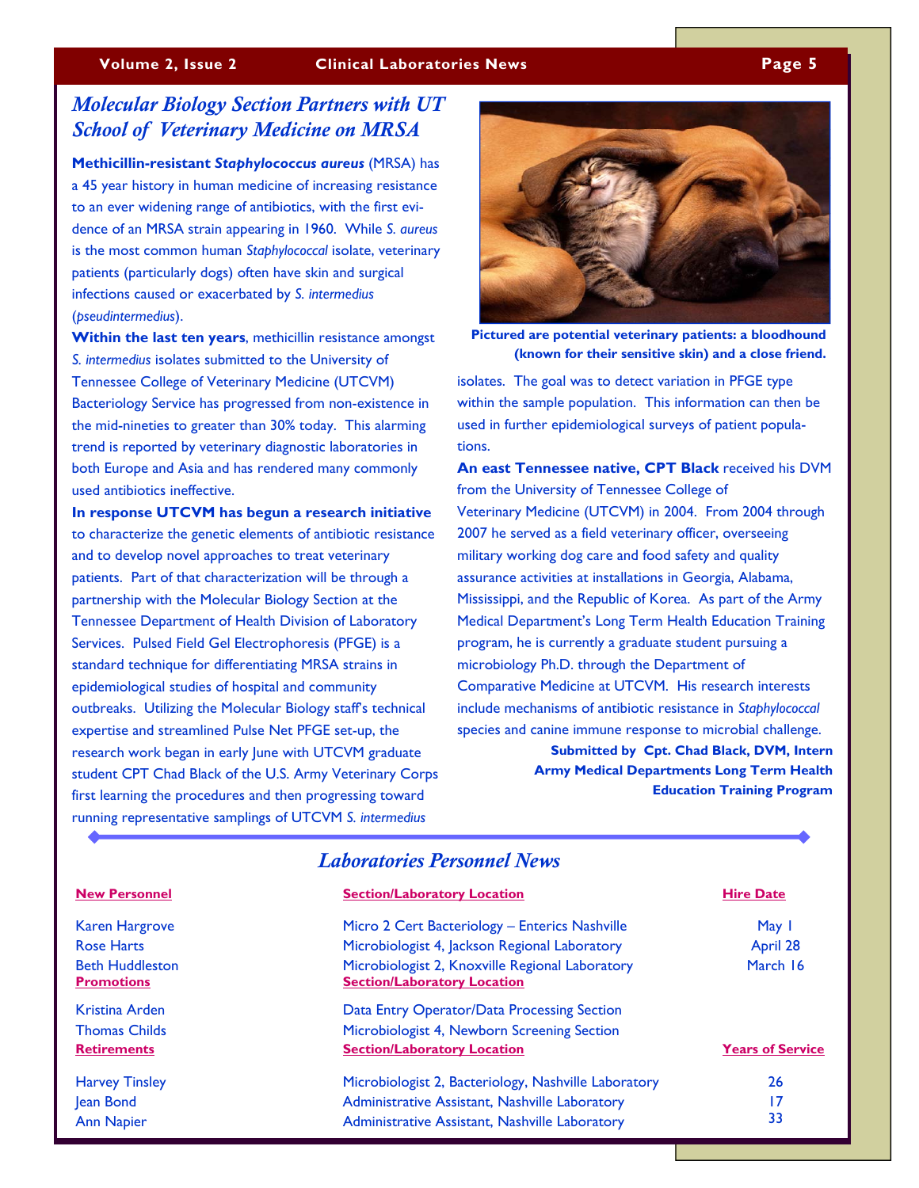## *Molecular Biology Section Partners with UT School of Veterinary Medicine on MRSA*

**Methicillin-resistant *Staphylococcus aureus*** (MRSA) has a 45 year history in human medicine of increasing resistance to an ever widening range of antibiotics, with the first evidence of an MRSA strain appearing in 1960. While *S. aureus* is the most common human *Staphylococcal* isolate, veterinary patients (particularly dogs) often have skin and surgical infections caused or exacerbated by *S. intermedius* (*pseudintermedius*).

**Within the last ten years**, methicillin resistance amongst *S. intermedius* isolates submitted to the University of Tennessee College of Veterinary Medicine (UTCVM) Bacteriology Service has progressed from non-existence in the mid-nineties to greater than 30% today. This alarming trend is reported by veterinary diagnostic laboratories in both Europe and Asia and has rendered many commonly used antibiotics ineffective.

**In response UTCVM has begun a research initiative** to characterize the genetic elements of antibiotic resistance and to develop novel approaches to treat veterinary patients. Part of that characterization will be through a partnership with the Molecular Biology Section at the Tennessee Department of Health Division of Laboratory Services. Pulsed Field Gel Electrophoresis (PFGE) is a standard technique for differentiating MRSA strains in epidemiological studies of hospital and community outbreaks. Utilizing the Molecular Biology staff's technical expertise and streamlined Pulse Net PFGE set-up, the research work began in early June with UTCVM graduate student CPT Chad Black of the U.S. Army Veterinary Corps first learning the procedures and then progressing toward running representative samplings of UTCVM *S. intermedius* isolates. The goal was to detect variation in PFGE type within the sample population. This information can then be used in further epidemiological surveys of patient populations.

**Pictured are potential veterinary patients: a bloodhound (known for their sensitive skin) and a close friend.**

**An east Tennessee native, CPT Black** received his DVM from the University of Tennessee College of Veterinary Medicine (UTCVM) in 2004. From 2004 through 2007 he served as a field veterinary officer, overseeing military working dog care and food safety and quality assurance activities at installations in Georgia, Alabama, Mississippi, and the Republic of Korea. As part of the Army Medical Department's Long Term Health Education Training program, he is currently a graduate student pursuing a microbiology Ph.D. through the Department of Comparative Medicine at UTCVM. His research interests include mechanisms of antibiotic resistance in *Staphylococcal* species and canine immune response to microbial challenge.

**Submitted by Cpt. Chad Black, DVM, Intern**
**Army Medical Departments Long Term Health Education Training Program**

## *Laboratories Personnel News*

| New Personnel | Section/Laboratory Location | Hire Date |
|---|---|---|
| Karen Hargrove | Micro 2 Cert Bacteriology – Enterics Nashville | May 1 |
| Rose Harts | Microbiologist 4, Jackson Regional Laboratory | April 28 |
| Beth Huddleston | Microbiologist 2, Knoxville Regional Laboratory | March 16 |

| Promotions | Section/Laboratory Location |
|---|---|
| Kristina Arden | Data Entry Operator/Data Processing Section |
| Thomas Childs | Microbiologist 4, Newborn Screening Section |

| Retirements | Section/Laboratory Location | Years of Service |
|---|---|---|
| Harvey Tinsley | Microbiologist 2, Bacteriology, Nashville Laboratory | 26 |
| Jean Bond | Administrative Assistant, Nashville Laboratory | 17 |
| Ann Napier | Administrative Assistant, Nashville Laboratory | 33 |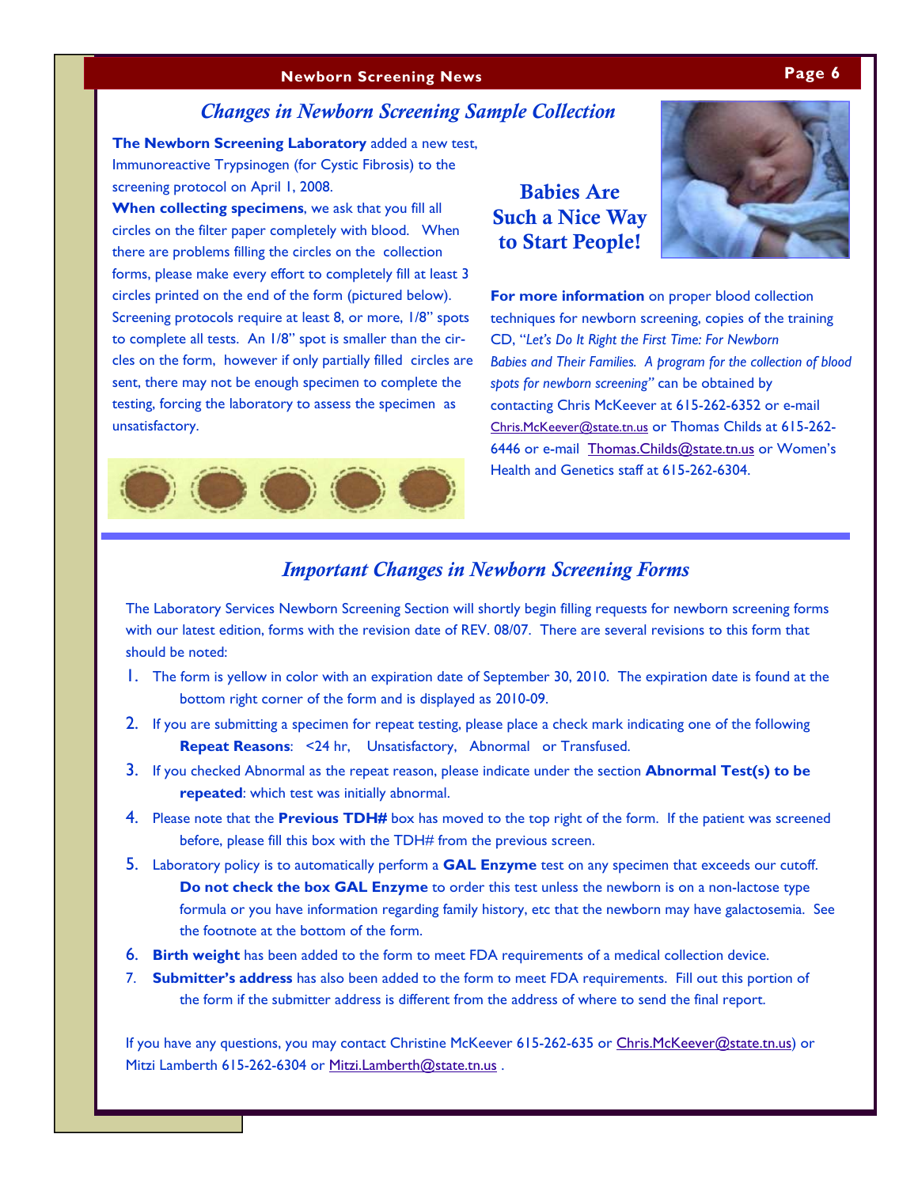## Changes in Newborn Screening Sample Collection

**The Newborn Screening Laboratory** added a new test, Immunoreactive Trypsinogen (for Cystic Fibrosis) to the screening protocol on April 1, 2008.

**When collecting specimens**, we ask that you fill all circles on the filter paper completely with blood. When there are problems filling the circles on the collection forms, please make every effort to completely fill at least 3 circles printed on the end of the form (pictured below). Screening protocols require at least 8, or more, 1/8" spots to complete all tests. An 1/8" spot is smaller than the circles on the form, however if only partially filled circles are sent, there may not be enough specimen to complete the testing, forcing the laboratory to assess the specimen as unsatisfactory.

**Babies Are Such a Nice Way to Start People!**

**For more information** on proper blood collection techniques for newborn screening, copies of the training CD, "*Let's Do It Right the First Time: For Newborn Babies and Their Families. A program for the collection of blood spots for newborn screening*" can be obtained by contacting Chris McKeever at 615-262-6352 or e-mail Chris.McKeever@state.tn.us or Thomas Childs at 615-262-6446 or e-mail Thomas.Childs@state.tn.us or Women's Health and Genetics staff at 615-262-6304.

## Important Changes in Newborn Screening Forms

The Laboratory Services Newborn Screening Section will shortly begin filling requests for newborn screening forms with our latest edition, forms with the revision date of REV. 08/07. There are several revisions to this form that should be noted:

1. The form is yellow in color with an expiration date of September 30, 2010. The expiration date is found at the bottom right corner of the form and is displayed as 2010-09.
2. If you are submitting a specimen for repeat testing, please place a check mark indicating one of the following **Repeat Reasons**: <24 hr, Unsatisfactory, Abnormal or Transfused.
3. If you checked Abnormal as the repeat reason, please indicate under the section **Abnormal Test(s) to be repeated**: which test was initially abnormal.
4. Please note that the **Previous TDH#** box has moved to the top right of the form. If the patient was screened before, please fill this box with the TDH# from the previous screen.
5. Laboratory policy is to automatically perform a **GAL Enzyme** test on any specimen that exceeds our cutoff. **Do not check the box GAL Enzyme** to order this test unless the newborn is on a non-lactose type formula or you have information regarding family history, etc that the newborn may have galactosemia. See the footnote at the bottom of the form.
6. **Birth weight** has been added to the form to meet FDA requirements of a medical collection device.
7. **Submitter's address** has also been added to the form to meet FDA requirements. Fill out this portion of the form if the submitter address is different from the address of where to send the final report.

If you have any questions, you may contact Christine McKeever 615-262-635 or Chris.McKeever@state.tn.us) or Mitzi Lamberth 615-262-6304 or Mitzi.Lamberth@state.tn.us .